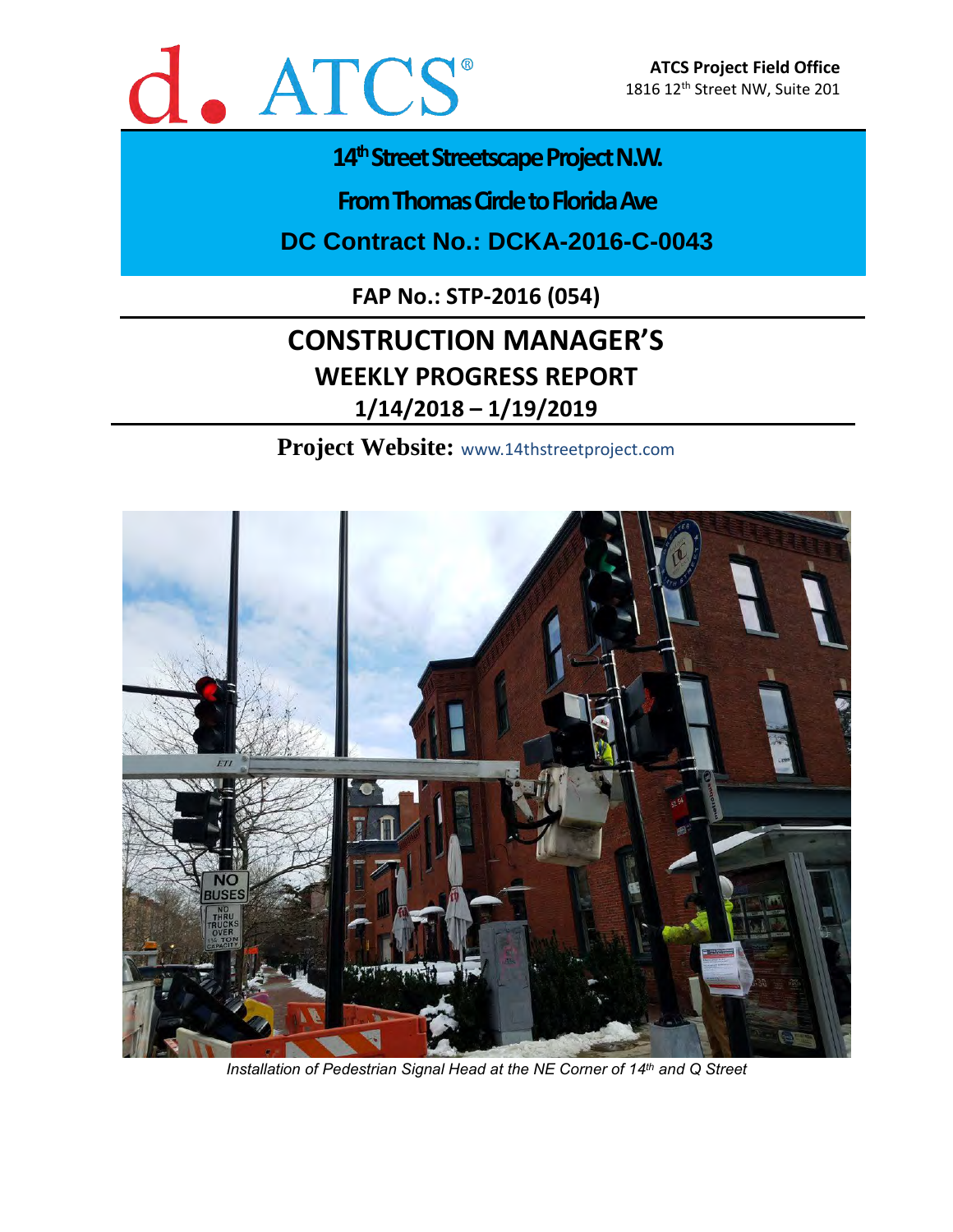d. ATCS®

**ATCS Project Field Office**
1816 12th Street NW, Suite 201

# 14th Street Streetscape Project N.W.

## From Thomas Circle to Florida Ave

## DC Contract No.: DCKA-2016-C-0043

**FAP No.: STP-2016 (054)**

# CONSTRUCTION MANAGER'S

## WEEKLY PROGRESS REPORT

## 1/14/2018 – 1/19/2019

**Project Website:** www.14thstreetproject.com

*Installation of Pedestrian Signal Head at the NE Corner of 14th and Q Street*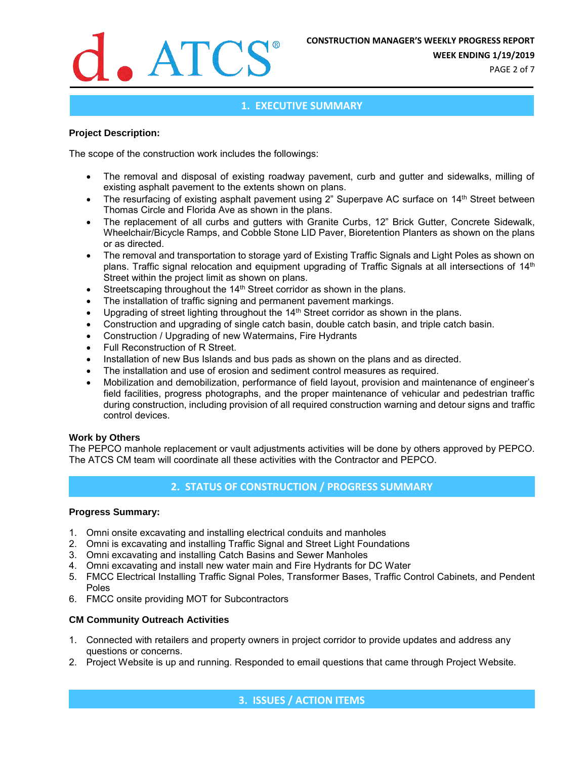## 1. EXECUTIVE SUMMARY

**Project Description:**

The scope of the construction work includes the followings:

- The removal and disposal of existing roadway pavement, curb and gutter and sidewalks, milling of existing asphalt pavement to the extents shown on plans.
- The resurfacing of existing asphalt pavement using 2" Superpave AC surface on 14th Street between Thomas Circle and Florida Ave as shown in the plans.
- The replacement of all curbs and gutters with Granite Curbs, 12" Brick Gutter, Concrete Sidewalk, Wheelchair/Bicycle Ramps, and Cobble Stone LID Paver, Bioretention Planters as shown on the plans or as directed.
- The removal and transportation to storage yard of Existing Traffic Signals and Light Poles as shown on plans. Traffic signal relocation and equipment upgrading of Traffic Signals at all intersections of 14th Street within the project limit as shown on plans.
- Streetscaping throughout the 14th Street corridor as shown in the plans.
- The installation of traffic signing and permanent pavement markings.
- Upgrading of street lighting throughout the 14th Street corridor as shown in the plans.
- Construction and upgrading of single catch basin, double catch basin, and triple catch basin.
- Construction / Upgrading of new Watermains, Fire Hydrants
- Full Reconstruction of R Street.
- Installation of new Bus Islands and bus pads as shown on the plans and as directed.
- The installation and use of erosion and sediment control measures as required.
- Mobilization and demobilization, performance of field layout, provision and maintenance of engineer's field facilities, progress photographs, and the proper maintenance of vehicular and pedestrian traffic during construction, including provision of all required construction warning and detour signs and traffic control devices.

**Work by Others**

The PEPCO manhole replacement or vault adjustments activities will be done by others approved by PEPCO. The ATCS CM team will coordinate all these activities with the Contractor and PEPCO.

## 2. STATUS OF CONSTRUCTION / PROGRESS SUMMARY

**Progress Summary:**

1. Omni onsite excavating and installing electrical conduits and manholes
2. Omni is excavating and installing Traffic Signal and Street Light Foundations
3. Omni excavating and installing Catch Basins and Sewer Manholes
4. Omni excavating and install new water main and Fire Hydrants for DC Water
5. FMCC Electrical Installing Traffic Signal Poles, Transformer Bases, Traffic Control Cabinets, and Pendent Poles
6. FMCC onsite providing MOT for Subcontractors

**CM Community Outreach Activities**

1. Connected with retailers and property owners in project corridor to provide updates and address any questions or concerns.
2. Project Website is up and running. Responded to email questions that came through Project Website.

## 3. ISSUES / ACTION ITEMS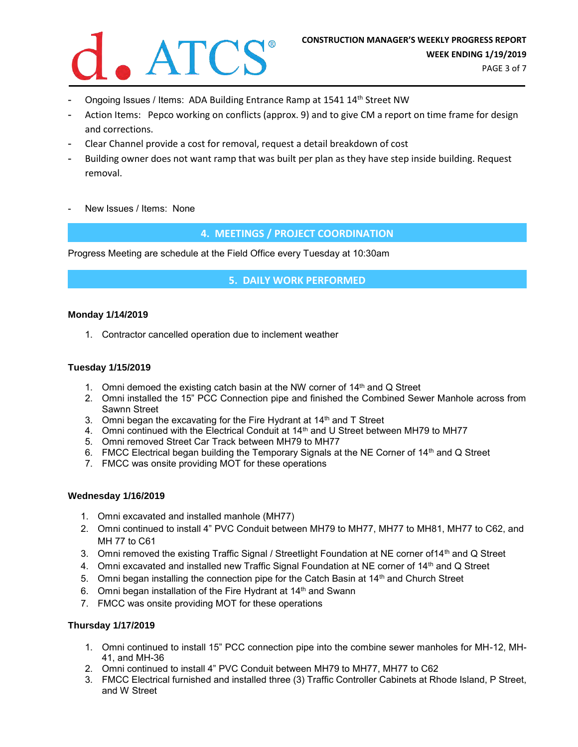- Ongoing Issues / Items: ADA Building Entrance Ramp at 1541 14th Street NW
- Action Items: Pepco working on conflicts (approx. 9) and to give CM a report on time frame for design and corrections.
- Clear Channel provide a cost for removal, request a detail breakdown of cost
- Building owner does not want ramp that was built per plan as they have step inside building. Request removal.

- New Issues / Items: None

## 4. MEETINGS / PROJECT COORDINATION

Progress Meeting are schedule at the Field Office every Tuesday at 10:30am

## 5. DAILY WORK PERFORMED

**Monday 1/14/2019**

1. Contractor cancelled operation due to inclement weather

**Tuesday 1/15/2019**

1. Omni demoed the existing catch basin at the NW corner of 14th and Q Street
2. Omni installed the 15" PCC Connection pipe and finished the Combined Sewer Manhole across from Sawnn Street
3. Omni began the excavating for the Fire Hydrant at 14th and T Street
4. Omni continued with the Electrical Conduit at 14th and U Street between MH79 to MH77
5. Omni removed Street Car Track between MH79 to MH77
6. FMCC Electrical began building the Temporary Signals at the NE Corner of 14th and Q Street
7. FMCC was onsite providing MOT for these operations

**Wednesday 1/16/2019**

1. Omni excavated and installed manhole (MH77)
2. Omni continued to install 4" PVC Conduit between MH79 to MH77, MH77 to MH81, MH77 to C62, and MH 77 to C61
3. Omni removed the existing Traffic Signal / Streetlight Foundation at NE corner of14th and Q Street
4. Omni excavated and installed new Traffic Signal Foundation at NE corner of 14th and Q Street
5. Omni began installing the connection pipe for the Catch Basin at 14th and Church Street
6. Omni began installation of the Fire Hydrant at 14th and Swann
7. FMCC was onsite providing MOT for these operations

**Thursday 1/17/2019**

1. Omni continued to install 15" PCC connection pipe into the combine sewer manholes for MH-12, MH-41, and MH-36
2. Omni continued to install 4" PVC Conduit between MH79 to MH77, MH77 to C62
3. FMCC Electrical furnished and installed three (3) Traffic Controller Cabinets at Rhode Island, P Street, and W Street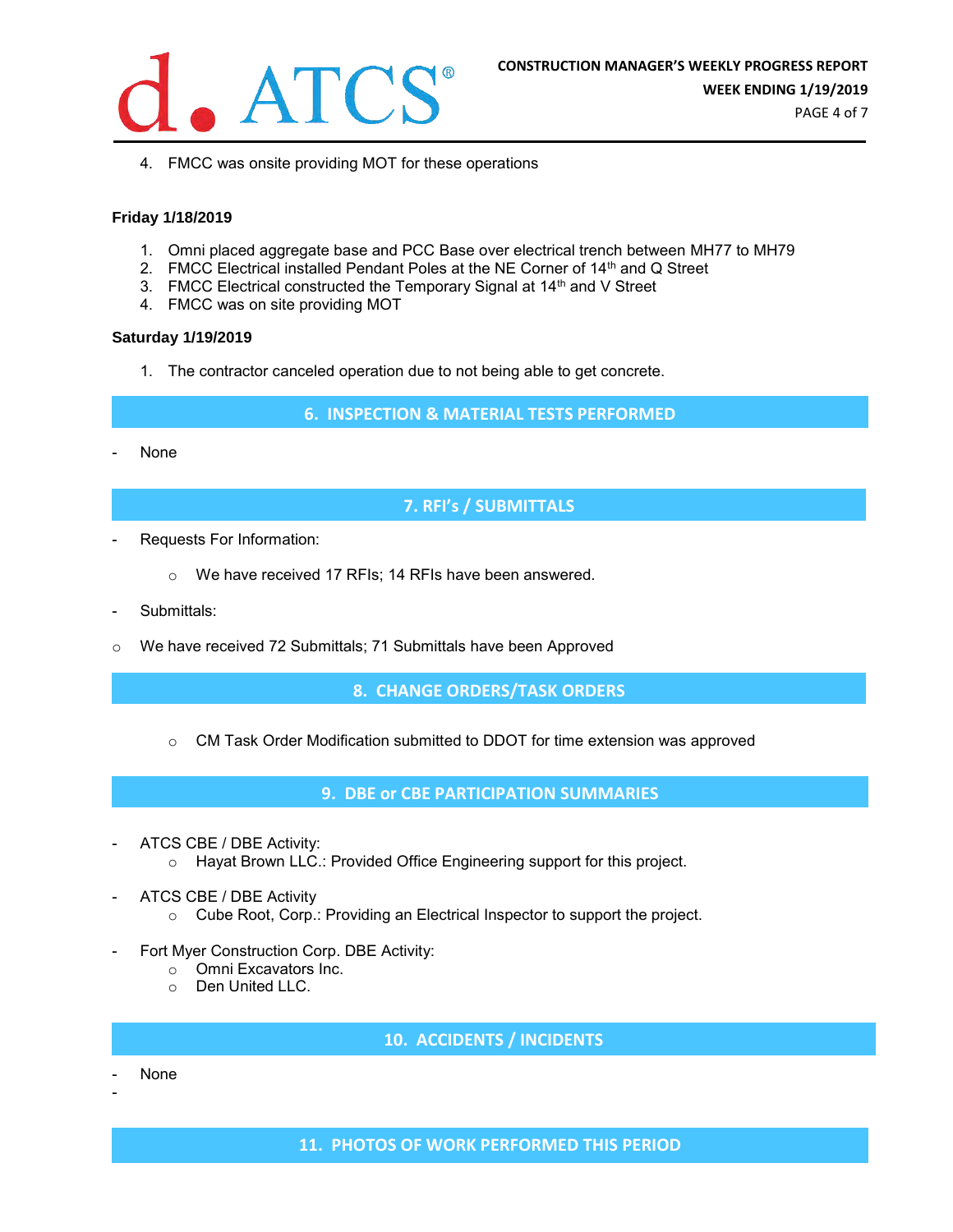4. FMCC was onsite providing MOT for these operations

**Friday 1/18/2019**

1. Omni placed aggregate base and PCC Base over electrical trench between MH77 to MH79
2. FMCC Electrical installed Pendant Poles at the NE Corner of 14th and Q Street
3. FMCC Electrical constructed the Temporary Signal at 14th and V Street
4. FMCC was on site providing MOT

**Saturday 1/19/2019**

1. The contractor canceled operation due to not being able to get concrete.

## 6. INSPECTION & MATERIAL TESTS PERFORMED

- None

## 7. RFI's / SUBMITTALS

- Requests For Information:
  - We have received 17 RFIs; 14 RFIs have been answered.
- Submittals:
  - We have received 72 Submittals; 71 Submittals have been Approved

## 8. CHANGE ORDERS/TASK ORDERS

- CM Task Order Modification submitted to DDOT for time extension was approved

## 9. DBE or CBE PARTICIPATION SUMMARIES

- ATCS CBE / DBE Activity:
  - Hayat Brown LLC.: Provided Office Engineering support for this project.
- ATCS CBE / DBE Activity
  - Cube Root, Corp.: Providing an Electrical Inspector to support the project.
- Fort Myer Construction Corp. DBE Activity:
  - Omni Excavators Inc.
  - Den United LLC.

## 10. ACCIDENTS / INCIDENTS

- None
-

## 11. PHOTOS OF WORK PERFORMED THIS PERIOD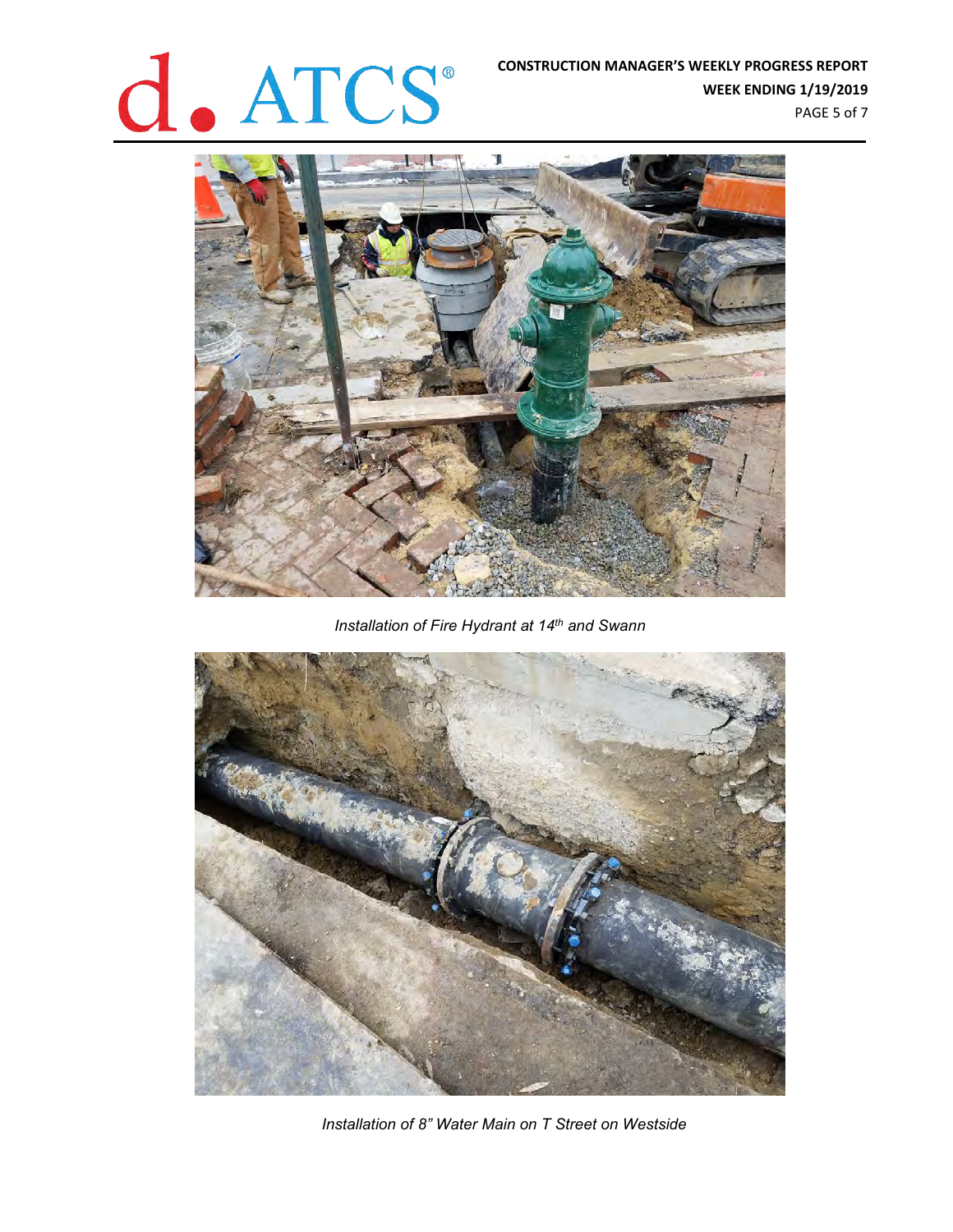*Installation of Fire Hydrant at 14th and Swann*

*Installation of 8" Water Main on T Street on Westside*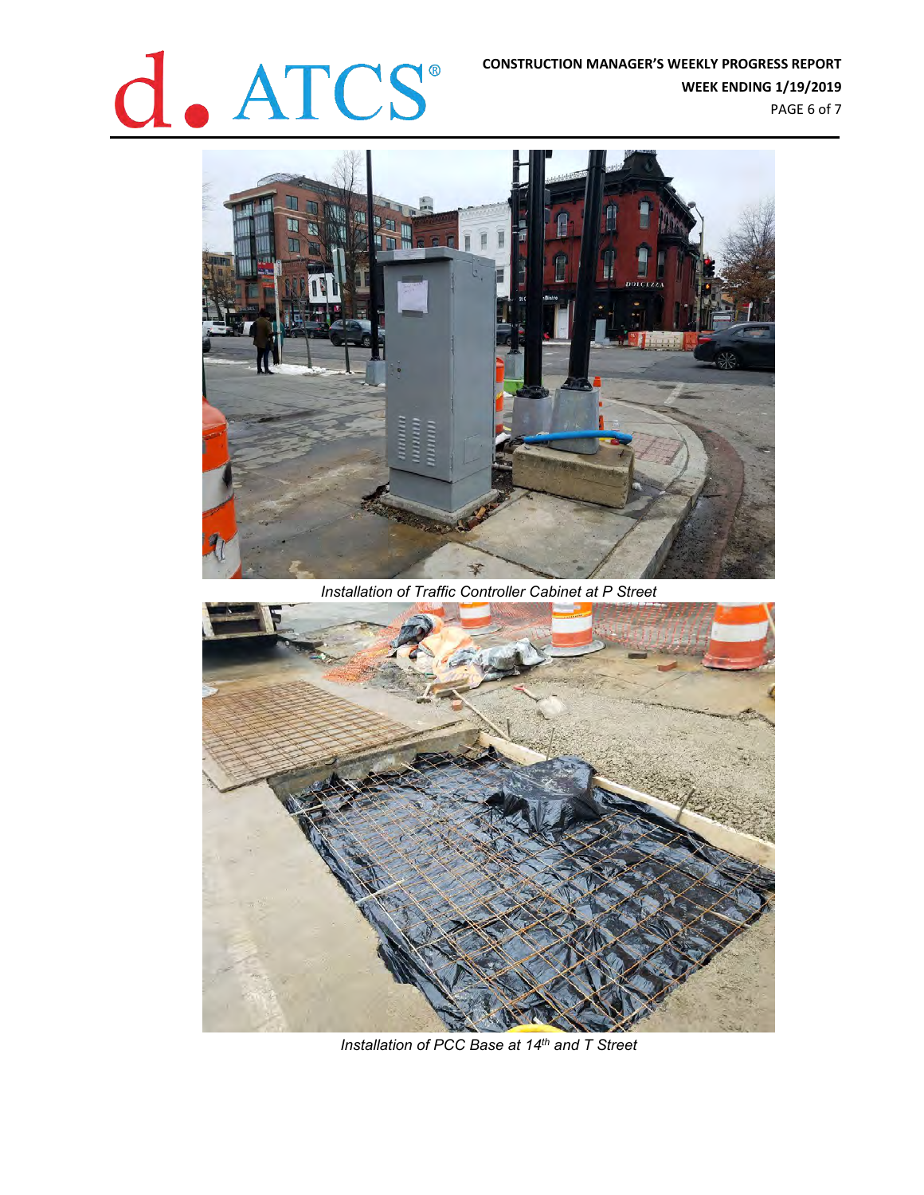*Installation of Traffic Controller Cabinet at P Street*

*Installation of PCC Base at 14th and T Street*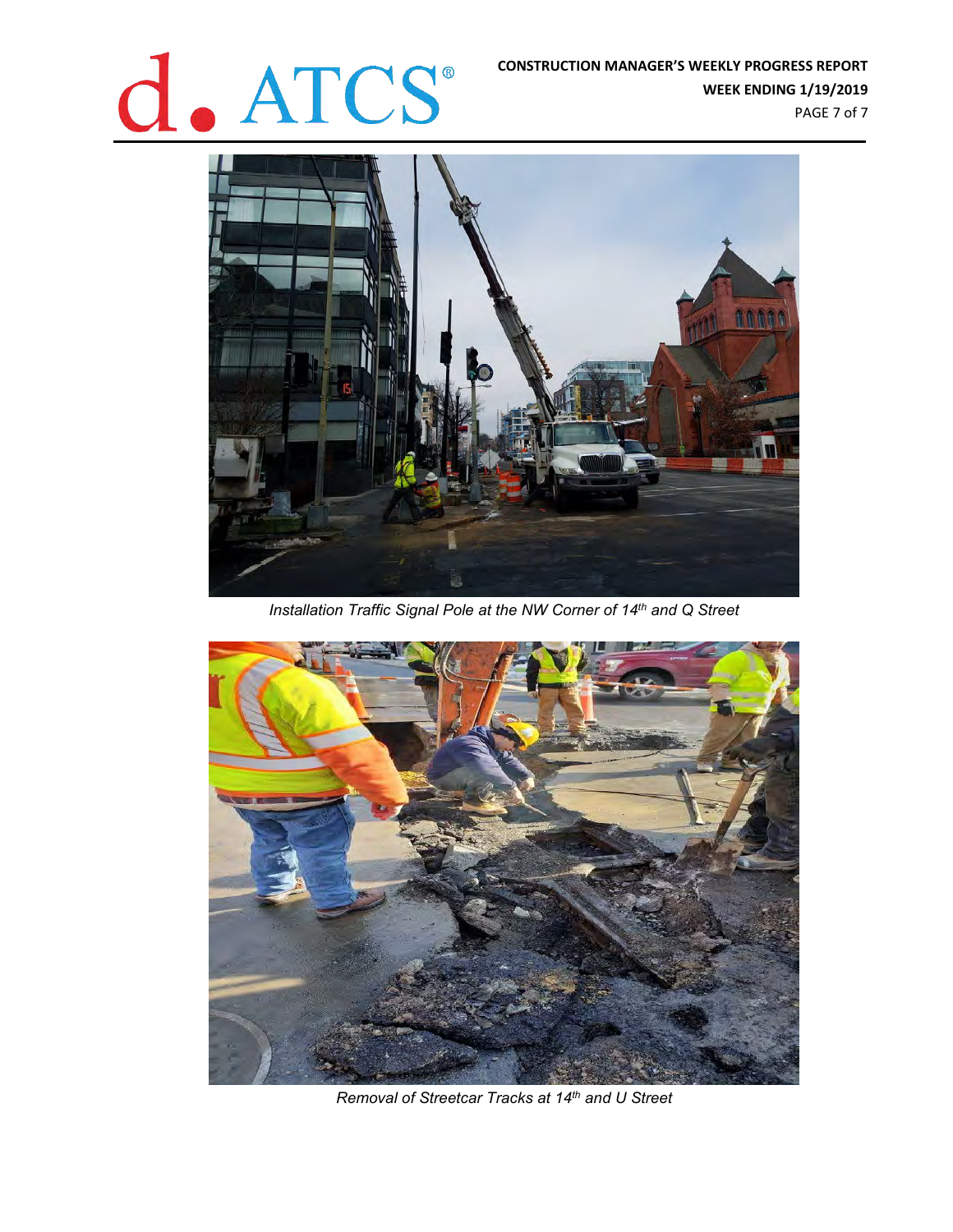Installation Traffic Signal Pole at the NW Corner of 14th and Q Street

Removal of Streetcar Tracks at 14th and U Street